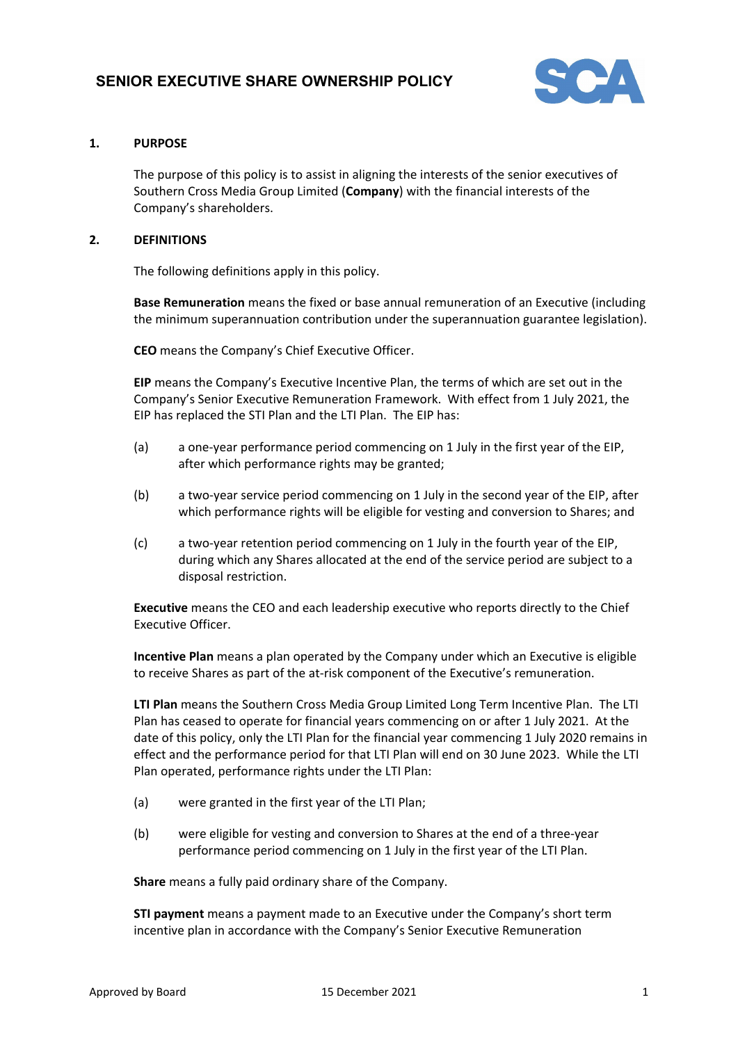# SENIOR EXECUTIVE SHARE OWNERSHIP POLICY

## 1. PURPOSE

The purpose of this policy is to assist in aligning the interests of the senior executives of Southern Cross Media Group Limited (**Company**) with the financial interests of the Company's shareholders.

## 2. DEFINITIONS

The following definitions apply in this policy.

**Base Remuneration** means the fixed or base annual remuneration of an Executive (including the minimum superannuation contribution under the superannuation guarantee legislation).

**CEO** means the Company's Chief Executive Officer.

**EIP** means the Company's Executive Incentive Plan, the terms of which are set out in the Company's Senior Executive Remuneration Framework. With effect from 1 July 2021, the EIP has replaced the STI Plan and the LTI Plan. The EIP has:

(a) a one-year performance period commencing on 1 July in the first year of the EIP, after which performance rights may be granted;

(b) a two-year service period commencing on 1 July in the second year of the EIP, after which performance rights will be eligible for vesting and conversion to Shares; and

(c) a two-year retention period commencing on 1 July in the fourth year of the EIP, during which any Shares allocated at the end of the service period are subject to a disposal restriction.

**Executive** means the CEO and each leadership executive who reports directly to the Chief Executive Officer.

**Incentive Plan** means a plan operated by the Company under which an Executive is eligible to receive Shares as part of the at-risk component of the Executive's remuneration.

**LTI Plan** means the Southern Cross Media Group Limited Long Term Incentive Plan. The LTI Plan has ceased to operate for financial years commencing on or after 1 July 2021. At the date of this policy, only the LTI Plan for the financial year commencing 1 July 2020 remains in effect and the performance period for that LTI Plan will end on 30 June 2023. While the LTI Plan operated, performance rights under the LTI Plan:

(a) were granted in the first year of the LTI Plan;

(b) were eligible for vesting and conversion to Shares at the end of a three-year performance period commencing on 1 July in the first year of the LTI Plan.

**Share** means a fully paid ordinary share of the Company.

**STI payment** means a payment made to an Executive under the Company's short term incentive plan in accordance with the Company's Senior Executive Remuneration

Approved by Board 15 December 2021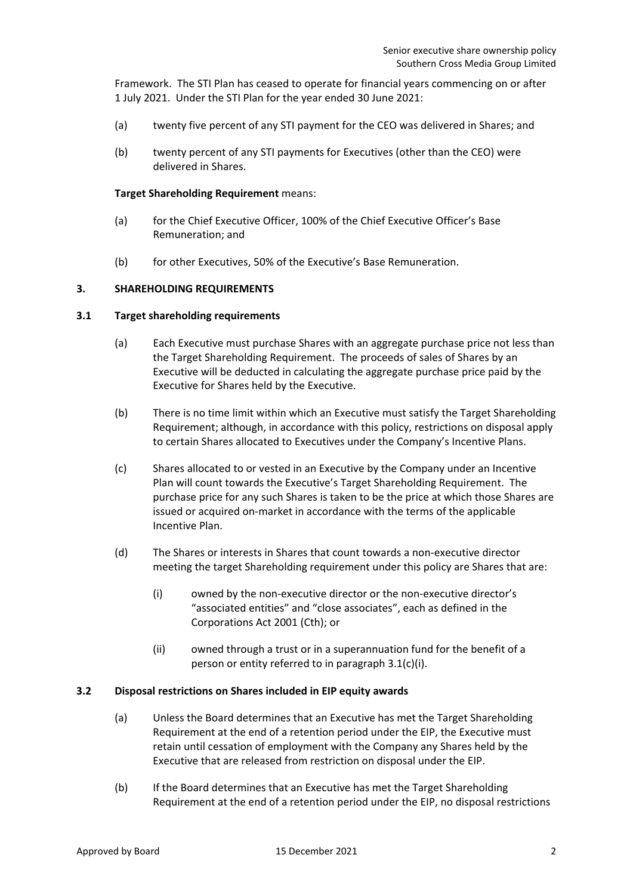Framework. The STI Plan has ceased to operate for financial years commencing on or after 1 July 2021. Under the STI Plan for the year ended 30 June 2021:

(a) twenty five percent of any STI payment for the CEO was delivered in Shares; and

(b) twenty percent of any STI payments for Executives (other than the CEO) were delivered in Shares.

**Target Shareholding Requirement** means:

(a) for the Chief Executive Officer, 100% of the Chief Executive Officer's Base Remuneration; and

(b) for other Executives, 50% of the Executive's Base Remuneration.

## 3. SHAREHOLDING REQUIREMENTS

### 3.1 Target shareholding requirements

(a) Each Executive must purchase Shares with an aggregate purchase price not less than the Target Shareholding Requirement. The proceeds of sales of Shares by an Executive will be deducted in calculating the aggregate purchase price paid by the Executive for Shares held by the Executive.

(b) There is no time limit within which an Executive must satisfy the Target Shareholding Requirement; although, in accordance with this policy, restrictions on disposal apply to certain Shares allocated to Executives under the Company's Incentive Plans.

(c) Shares allocated to or vested in an Executive by the Company under an Incentive Plan will count towards the Executive's Target Shareholding Requirement. The purchase price for any such Shares is taken to be the price at which those Shares are issued or acquired on-market in accordance with the terms of the applicable Incentive Plan.

(d) The Shares or interests in Shares that count towards a non-executive director meeting the target Shareholding requirement under this policy are Shares that are:

  (i) owned by the non-executive director or the non-executive director's "associated entities" and "close associates", each as defined in the Corporations Act 2001 (Cth); or

  (ii) owned through a trust or in a superannuation fund for the benefit of a person or entity referred to in paragraph 3.1(c)(i).

### 3.2 Disposal restrictions on Shares included in EIP equity awards

(a) Unless the Board determines that an Executive has met the Target Shareholding Requirement at the end of a retention period under the EIP, the Executive must retain until cessation of employment with the Company any Shares held by the Executive that are released from restriction on disposal under the EIP.

(b) If the Board determines that an Executive has met the Target Shareholding Requirement at the end of a retention period under the EIP, no disposal restrictions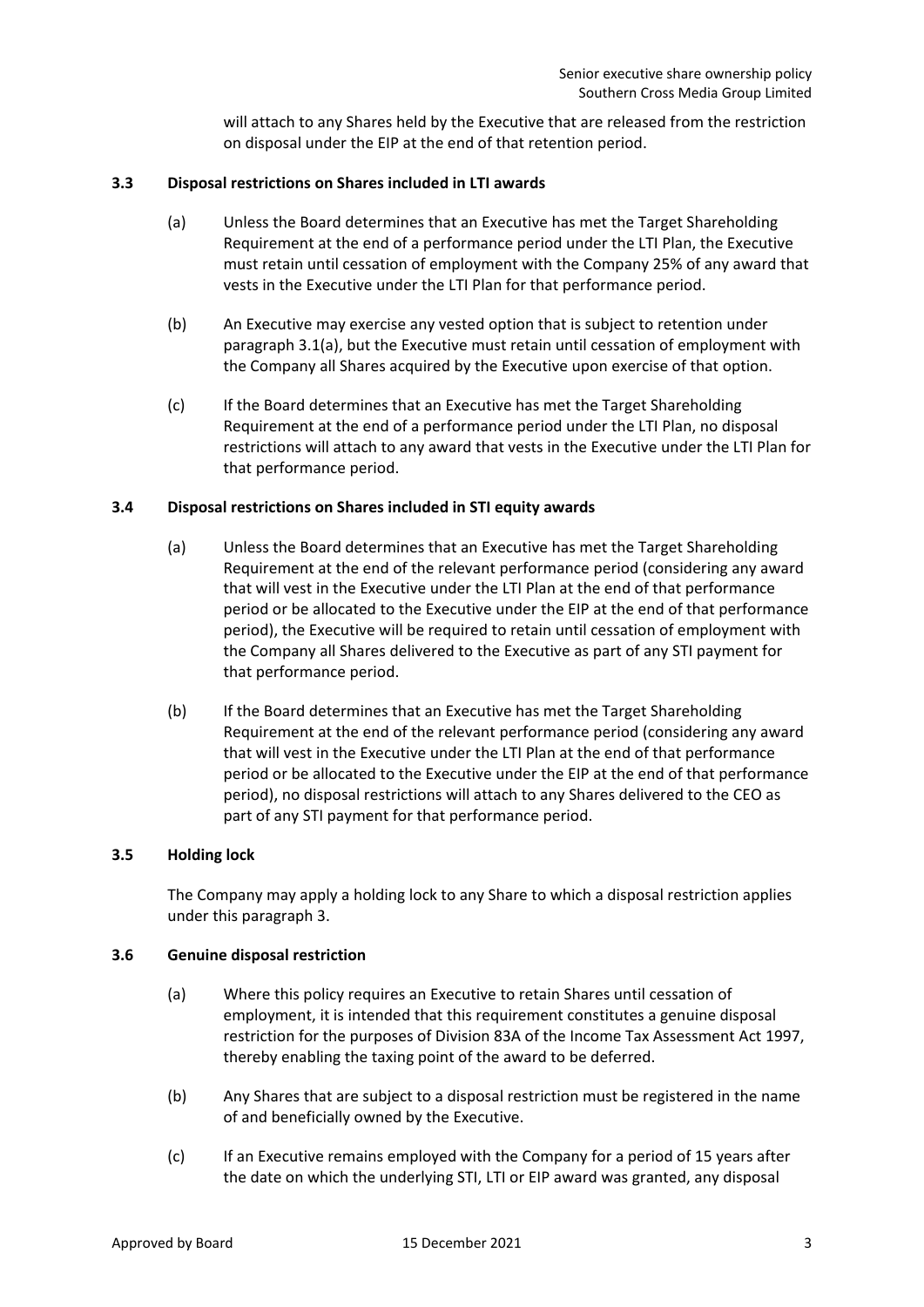will attach to any Shares held by the Executive that are released from the restriction on disposal under the EIP at the end of that retention period.

### 3.3 Disposal restrictions on Shares included in LTI awards

(a) Unless the Board determines that an Executive has met the Target Shareholding Requirement at the end of a performance period under the LTI Plan, the Executive must retain until cessation of employment with the Company 25% of any award that vests in the Executive under the LTI Plan for that performance period.

(b) An Executive may exercise any vested option that is subject to retention under paragraph 3.1(a), but the Executive must retain until cessation of employment with the Company all Shares acquired by the Executive upon exercise of that option.

(c) If the Board determines that an Executive has met the Target Shareholding Requirement at the end of a performance period under the LTI Plan, no disposal restrictions will attach to any award that vests in the Executive under the LTI Plan for that performance period.

### 3.4 Disposal restrictions on Shares included in STI equity awards

(a) Unless the Board determines that an Executive has met the Target Shareholding Requirement at the end of the relevant performance period (considering any award that will vest in the Executive under the LTI Plan at the end of that performance period or be allocated to the Executive under the EIP at the end of that performance period), the Executive will be required to retain until cessation of employment with the Company all Shares delivered to the Executive as part of any STI payment for that performance period.

(b) If the Board determines that an Executive has met the Target Shareholding Requirement at the end of the relevant performance period (considering any award that will vest in the Executive under the LTI Plan at the end of that performance period or be allocated to the Executive under the EIP at the end of that performance period), no disposal restrictions will attach to any Shares delivered to the CEO as part of any STI payment for that performance period.

### 3.5 Holding lock

The Company may apply a holding lock to any Share to which a disposal restriction applies under this paragraph 3.

### 3.6 Genuine disposal restriction

(a) Where this policy requires an Executive to retain Shares until cessation of employment, it is intended that this requirement constitutes a genuine disposal restriction for the purposes of Division 83A of the Income Tax Assessment Act 1997, thereby enabling the taxing point of the award to be deferred.

(b) Any Shares that are subject to a disposal restriction must be registered in the name of and beneficially owned by the Executive.

(c) If an Executive remains employed with the Company for a period of 15 years after the date on which the underlying STI, LTI or EIP award was granted, any disposal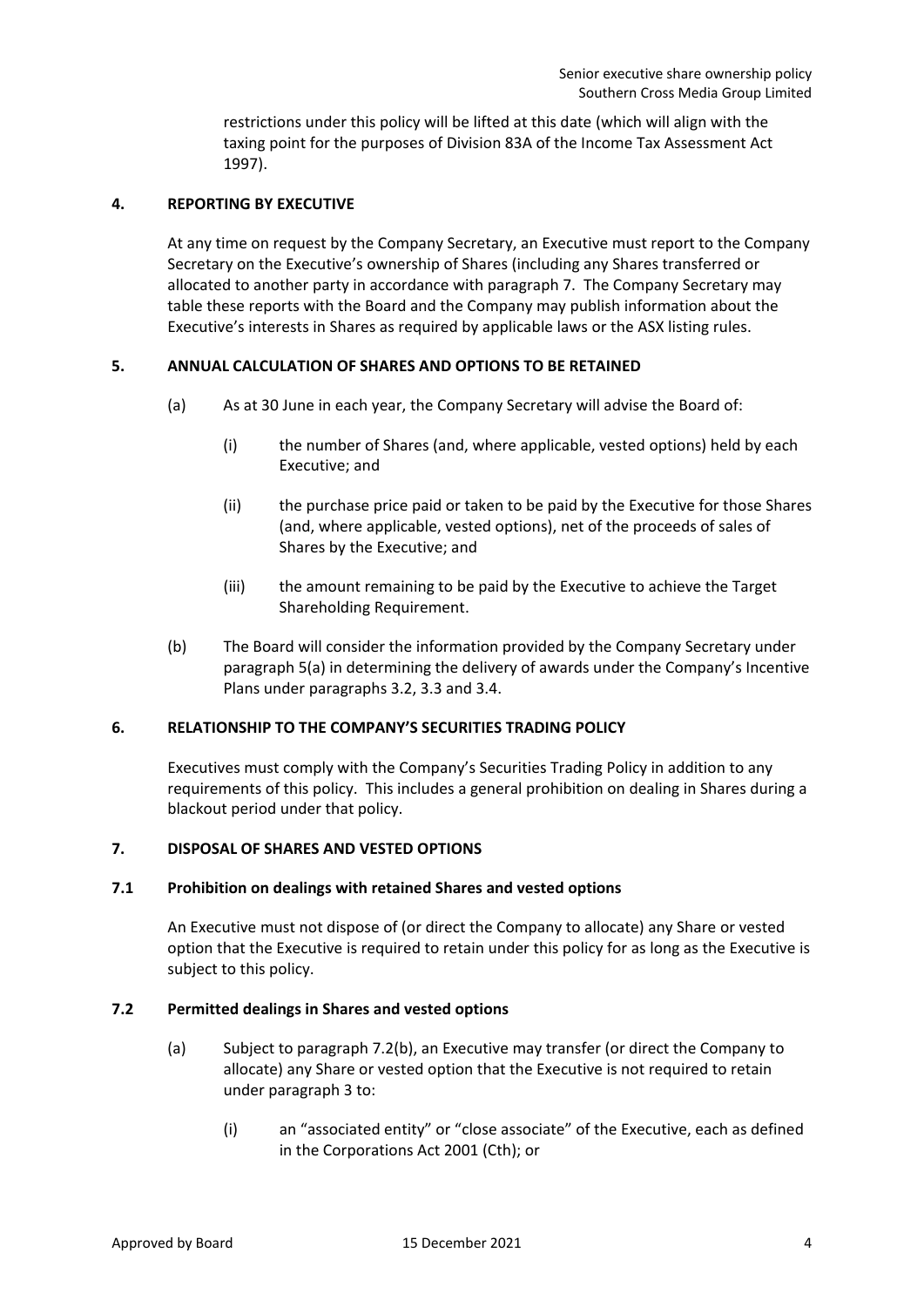restrictions under this policy will be lifted at this date (which will align with the taxing point for the purposes of Division 83A of the Income Tax Assessment Act 1997).

## 4. REPORTING BY EXECUTIVE

At any time on request by the Company Secretary, an Executive must report to the Company Secretary on the Executive's ownership of Shares (including any Shares transferred or allocated to another party in accordance with paragraph 7. The Company Secretary may table these reports with the Board and the Company may publish information about the Executive's interests in Shares as required by applicable laws or the ASX listing rules.

## 5. ANNUAL CALCULATION OF SHARES AND OPTIONS TO BE RETAINED

(a) As at 30 June in each year, the Company Secretary will advise the Board of:

(i) the number of Shares (and, where applicable, vested options) held by each Executive; and

(ii) the purchase price paid or taken to be paid by the Executive for those Shares (and, where applicable, vested options), net of the proceeds of sales of Shares by the Executive; and

(iii) the amount remaining to be paid by the Executive to achieve the Target Shareholding Requirement.

(b) The Board will consider the information provided by the Company Secretary under paragraph 5(a) in determining the delivery of awards under the Company's Incentive Plans under paragraphs 3.2, 3.3 and 3.4.

## 6. RELATIONSHIP TO THE COMPANY'S SECURITIES TRADING POLICY

Executives must comply with the Company's Securities Trading Policy in addition to any requirements of this policy. This includes a general prohibition on dealing in Shares during a blackout period under that policy.

## 7. DISPOSAL OF SHARES AND VESTED OPTIONS

### 7.1 Prohibition on dealings with retained Shares and vested options

An Executive must not dispose of (or direct the Company to allocate) any Share or vested option that the Executive is required to retain under this policy for as long as the Executive is subject to this policy.

### 7.2 Permitted dealings in Shares and vested options

(a) Subject to paragraph 7.2(b), an Executive may transfer (or direct the Company to allocate) any Share or vested option that the Executive is not required to retain under paragraph 3 to:

(i) an "associated entity" or "close associate" of the Executive, each as defined in the Corporations Act 2001 (Cth); or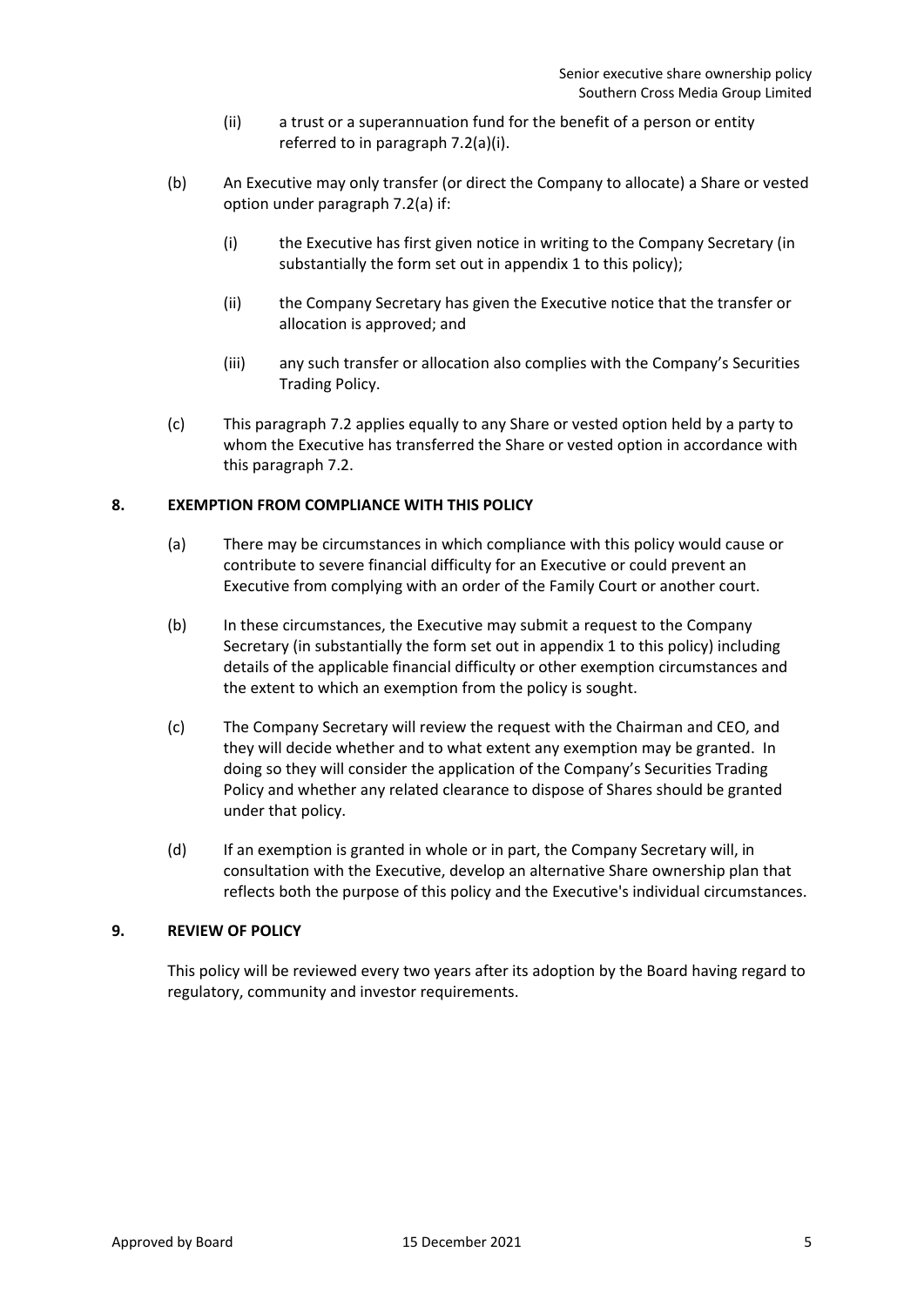(ii) a trust or a superannuation fund for the benefit of a person or entity referred to in paragraph 7.2(a)(i).

(b) An Executive may only transfer (or direct the Company to allocate) a Share or vested option under paragraph 7.2(a) if:

(i) the Executive has first given notice in writing to the Company Secretary (in substantially the form set out in appendix 1 to this policy);

(ii) the Company Secretary has given the Executive notice that the transfer or allocation is approved; and

(iii) any such transfer or allocation also complies with the Company's Securities Trading Policy.

(c) This paragraph 7.2 applies equally to any Share or vested option held by a party to whom the Executive has transferred the Share or vested option in accordance with this paragraph 7.2.

## 8. EXEMPTION FROM COMPLIANCE WITH THIS POLICY

(a) There may be circumstances in which compliance with this policy would cause or contribute to severe financial difficulty for an Executive or could prevent an Executive from complying with an order of the Family Court or another court.

(b) In these circumstances, the Executive may submit a request to the Company Secretary (in substantially the form set out in appendix 1 to this policy) including details of the applicable financial difficulty or other exemption circumstances and the extent to which an exemption from the policy is sought.

(c) The Company Secretary will review the request with the Chairman and CEO, and they will decide whether and to what extent any exemption may be granted. In doing so they will consider the application of the Company's Securities Trading Policy and whether any related clearance to dispose of Shares should be granted under that policy.

(d) If an exemption is granted in whole or in part, the Company Secretary will, in consultation with the Executive, develop an alternative Share ownership plan that reflects both the purpose of this policy and the Executive's individual circumstances.

## 9. REVIEW OF POLICY

This policy will be reviewed every two years after its adoption by the Board having regard to regulatory, community and investor requirements.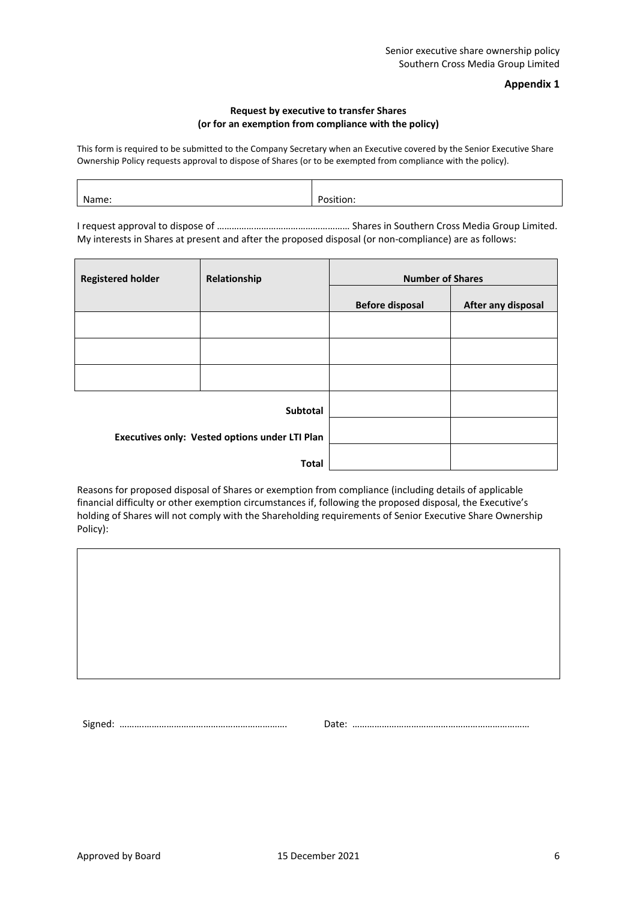**Appendix 1**

**Request by executive to transfer Shares**
**(or for an exemption from compliance with the policy)**

This form is required to be submitted to the Company Secretary when an Executive covered by the Senior Executive Share Ownership Policy requests approval to dispose of Shares (or to be exempted from compliance with the policy).

| Name: | Position: |
|---|---|

I request approval to dispose of ……………………………………………… Shares in Southern Cross Media Group Limited. My interests in Shares at present and after the proposed disposal (or non-compliance) are as follows:

| **Registered holder** | **Relationship** | **Number of Shares** | |
|---|---|---|---|
| | | **Before disposal** | **After any disposal** |
| | | | |
| | | | |
| | | | |
| | **Subtotal** | | |
| | **Executives only: Vested options under LTI Plan** | | |
| | **Total** | | |

Reasons for proposed disposal of Shares or exemption from compliance (including details of applicable financial difficulty or other exemption circumstances if, following the proposed disposal, the Executive's holding of Shares will not comply with the Shareholding requirements of Senior Executive Share Ownership Policy):

| |
|---|
| |

Signed: …………………………………………………………  Date: ……………………………………………………………